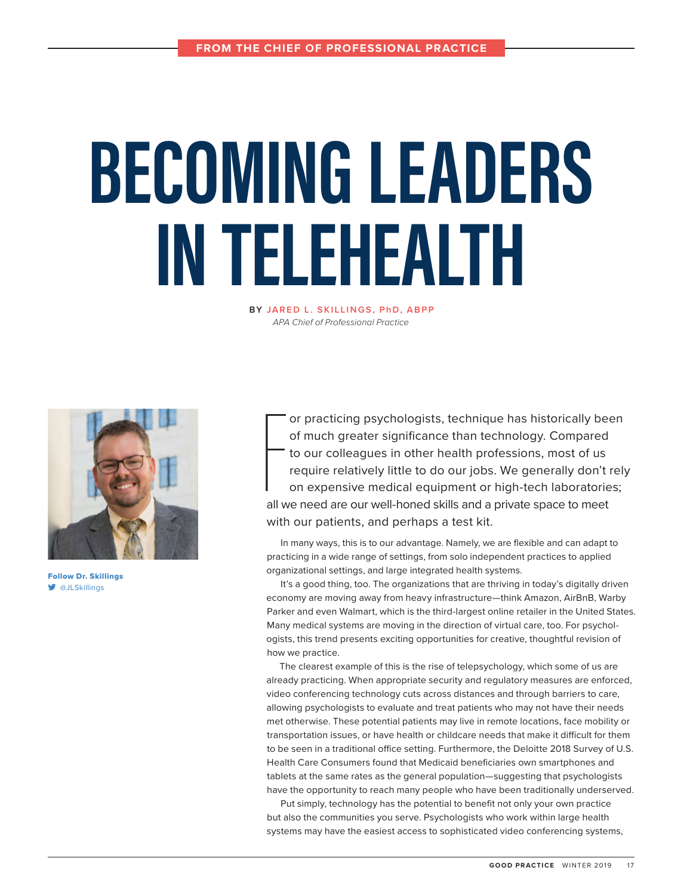FROM THE CHIEF OF PROFESSIONAL PRACTICE

# BECOMING LEADERS IN TELEHEALTH

**BY JARED L. SKILLINGS, PhD, ABPP**
*APA Chief of Professional Practice*

**Follow Dr. Skillings**
@JLSkillings

For practicing psychologists, technique has historically been of much greater significance than technology. Compared to our colleagues in other health professions, most of us require relatively little to do our jobs. We generally don't rely on expensive medical equipment or high-tech laboratories; all we need are our well-honed skills and a private space to meet with our patients, and perhaps a test kit.

In many ways, this is to our advantage. Namely, we are flexible and can adapt to practicing in a wide range of settings, from solo independent practices to applied organizational settings, and large integrated health systems.

It's a good thing, too. The organizations that are thriving in today's digitally driven economy are moving away from heavy infrastructure—think Amazon, AirBnB, Warby Parker and even Walmart, which is the third-largest online retailer in the United States. Many medical systems are moving in the direction of virtual care, too. For psychologists, this trend presents exciting opportunities for creative, thoughtful revision of how we practice.

The clearest example of this is the rise of telepsychology, which some of us are already practicing. When appropriate security and regulatory measures are enforced, video conferencing technology cuts across distances and through barriers to care, allowing psychologists to evaluate and treat patients who may not have their needs met otherwise. These potential patients may live in remote locations, face mobility or transportation issues, or have health or childcare needs that make it difficult for them to be seen in a traditional office setting. Furthermore, the Deloitte 2018 Survey of U.S. Health Care Consumers found that Medicaid beneficiaries own smartphones and tablets at the same rates as the general population—suggesting that psychologists have the opportunity to reach many people who have been traditionally underserved.

Put simply, technology has the potential to benefit not only your own practice but also the communities you serve. Psychologists who work within large health systems may have the easiest access to sophisticated video conferencing systems,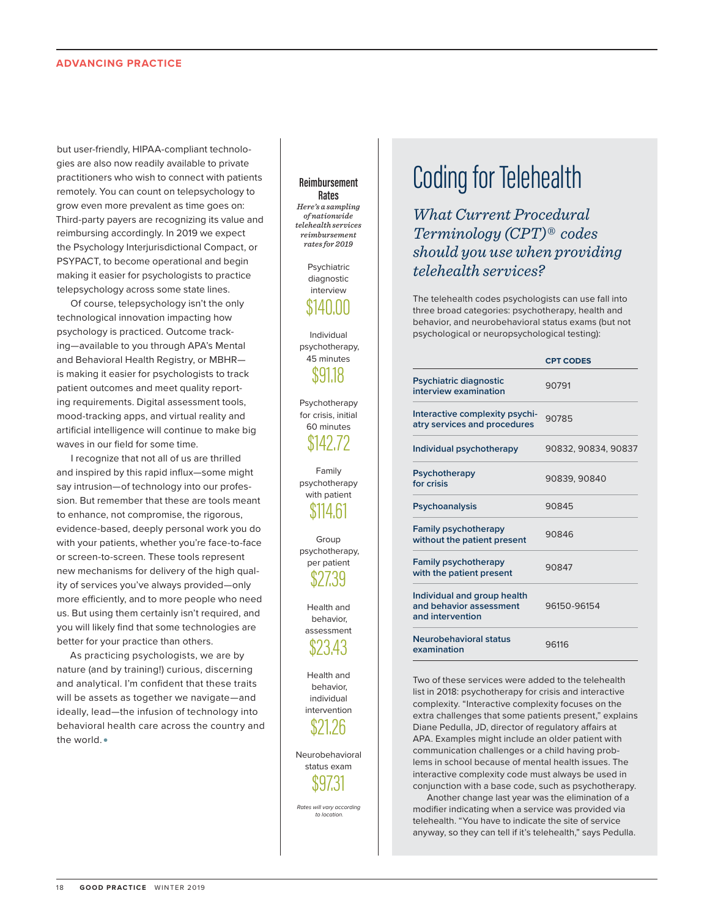but user-friendly, HIPAA-compliant technologies are also now readily available to private practitioners who wish to connect with patients remotely. You can count on telepsychology to grow even more prevalent as time goes on: Third-party payers are recognizing its value and reimbursing accordingly. In 2019 we expect the Psychology Interjurisdictional Compact, or PSYPACT, to become operational and begin making it easier for psychologists to practice telepsychology across some state lines.

Of course, telepsychology isn't the only technological innovation impacting how psychology is practiced. Outcome tracking—available to you through APA's Mental and Behavioral Health Registry, or MBHR—is making it easier for psychologists to track patient outcomes and meet quality reporting requirements. Digital assessment tools, mood-tracking apps, and virtual reality and artificial intelligence will continue to make big waves in our field for some time.

I recognize that not all of us are thrilled and inspired by this rapid influx—some might say intrusion—of technology into our profession. But remember that these are tools meant to enhance, not compromise, the rigorous, evidence-based, deeply personal work you do with your patients, whether you're face-to-face or screen-to-screen. These tools represent new mechanisms for delivery of the high quality of services you've always provided—only more efficiently, and to more people who need us. But using them certainly isn't required, and you will likely find that some technologies are better for your practice than others.

As practicing psychologists, we are by nature (and by training!) curious, discerning and analytical. I'm confident that these traits will be assets as together we navigate—and ideally, lead—the infusion of technology into behavioral health care across the country and the world.

## Reimbursement Rates

*Here's a sampling of nationwide telehealth services reimbursement rates for 2019*

Psychiatric diagnostic interview
**$140.00**

Individual psychotherapy, 45 minutes
**$91.18**

Psychotherapy for crisis, initial 60 minutes
**$142.72**

Family psychotherapy with patient
**$114.61**

Group psychotherapy, per patient
**$27.39**

Health and behavior, assessment
**$23.43**

Health and behavior, individual intervention
**$21.26**

Neurobehavioral status exam
**$97.31**

*Rates will vary according to location.*

# Coding for Telehealth

*What Current Procedural Terminology (CPT)® codes should you use when providing telehealth services?*

The telehealth codes psychologists can use fall into three broad categories: psychotherapy, health and behavior, and neurobehavioral status exams (but not psychological or neuropsychological testing):

| | CPT CODES |
|---|---|
| Psychiatric diagnostic interview examination | 90791 |
| Interactive complexity psychiatry services and procedures | 90785 |
| Individual psychotherapy | 90832, 90834, 90837 |
| Psychotherapy for crisis | 90839, 90840 |
| Psychoanalysis | 90845 |
| Family psychotherapy without the patient present | 90846 |
| Family psychotherapy with the patient present | 90847 |
| Individual and group health and behavior assessment and intervention | 96150-96154 |
| Neurobehavioral status examination | 96116 |

Two of these services were added to the telehealth list in 2018: psychotherapy for crisis and interactive complexity. "Interactive complexity focuses on the extra challenges that some patients present," explains Diane Pedulla, JD, director of regulatory affairs at APA. Examples might include an older patient with communication challenges or a child having problems in school because of mental health issues. The interactive complexity code must always be used in conjunction with a base code, such as psychotherapy.

Another change last year was the elimination of a modifier indicating when a service was provided via telehealth. "You have to indicate the site of service anyway, so they can tell if it's telehealth," says Pedulla.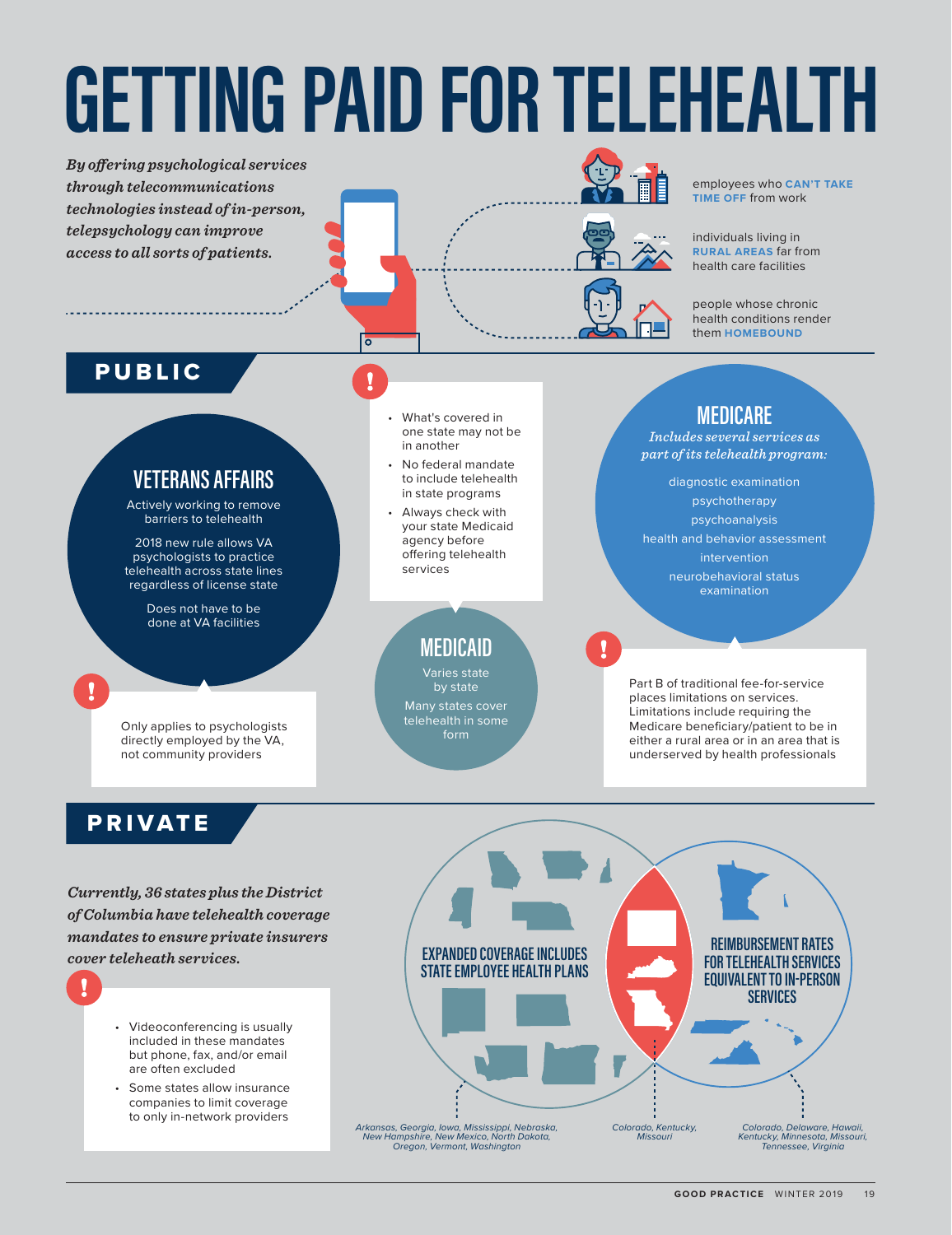# GETTING PAID FOR TELEHEALTH

*By offering psychological services through telecommunications technologies instead of in-person, telepsychology can improve access to all sorts of patients.*

- employees who **CAN'T TAKE TIME OFF** from work
- individuals living in **RURAL AREAS** far from health care facilities
- people whose chronic health conditions render them **HOMEBOUND**

## PUBLIC

### VETERANS AFFAIRS

Actively working to remove barriers to telehealth

2018 new rule allows VA psychologists to practice telehealth across state lines regardless of license state

Does not have to be done at VA facilities

**!** Only applies to psychologists directly employed by the VA, not community providers

### MEDICAID

Varies state by state

Many states cover telehealth in some form

**!**
- What's covered in one state may not be in another
- No federal mandate to include telehealth in state programs
- Always check with your state Medicaid agency before offering telehealth services

### MEDICARE

*Includes several services as part of its telehealth program:*

- diagnostic examination
- psychotherapy
- psychoanalysis
- health and behavior assessment
- intervention
- neurobehavioral status examination

**!** Part B of traditional fee-for-service places limitations on services. Limitations include requiring the Medicare beneficiary/patient to be in either a rural area or in an area that is underserved by health professionals

## PRIVATE

*Currently, 36 states plus the District of Columbia have telehealth coverage mandates to ensure private insurers cover teleheath services.*

**!**
- Videoconferencing is usually included in these mandates but phone, fax, and/or email are often excluded
- Some states allow insurance companies to limit coverage to only in-network providers

**EXPANDED COVERAGE INCLUDES STATE EMPLOYEE HEALTH PLANS**

*Arkansas, Georgia, Iowa, Mississippi, Nebraska, New Hampshire, New Mexico, North Dakota, Oregon, Vermont, Washington*

**Both**

*Colorado, Kentucky, Missouri*

**REIMBURSEMENT RATES FOR TELEHEALTH SERVICES EQUIVALENT TO IN-PERSON SERVICES**

*Colorado, Delaware, Hawaii, Kentucky, Minnesota, Missouri, Tennessee, Virginia*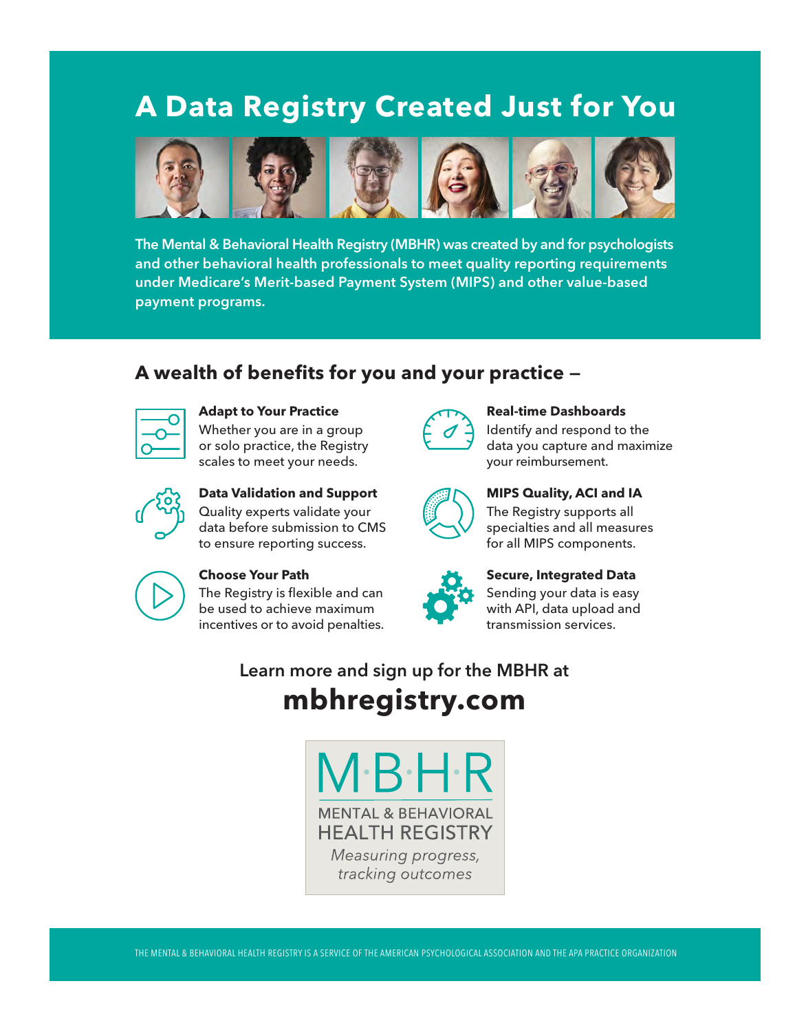# A Data Registry Created Just for You

The Mental & Behavioral Health Registry (MBHR) was created by and for psychologists and other behavioral health professionals to meet quality reporting requirements under Medicare's Merit-based Payment System (MIPS) and other value-based payment programs.

## A wealth of benefits for you and your practice –

**Adapt to Your Practice**
Whether you are in a group or solo practice, the Registry scales to meet your needs.

**Data Validation and Support**
Quality experts validate your data before submission to CMS to ensure reporting success.

**Choose Your Path**
The Registry is flexible and can be used to achieve maximum incentives or to avoid penalties.

**Real-time Dashboards**
Identify and respond to the data you capture and maximize your reimbursement.

**MIPS Quality, ACI and IA**
The Registry supports all specialties and all measures for all MIPS components.

**Secure, Integrated Data**
Sending your data is easy with API, data upload and transmission services.

Learn more and sign up for the MBHR at

**mbhregistry.com**

M·B·H·R

MENTAL & BEHAVIORAL HEALTH REGISTRY

*Measuring progress, tracking outcomes*

THE MENTAL & BEHAVIORAL HEALTH REGISTRY IS A SERVICE OF THE AMERICAN PSYCHOLOGICAL ASSOCIATION AND THE APA PRACTICE ORGANIZATION